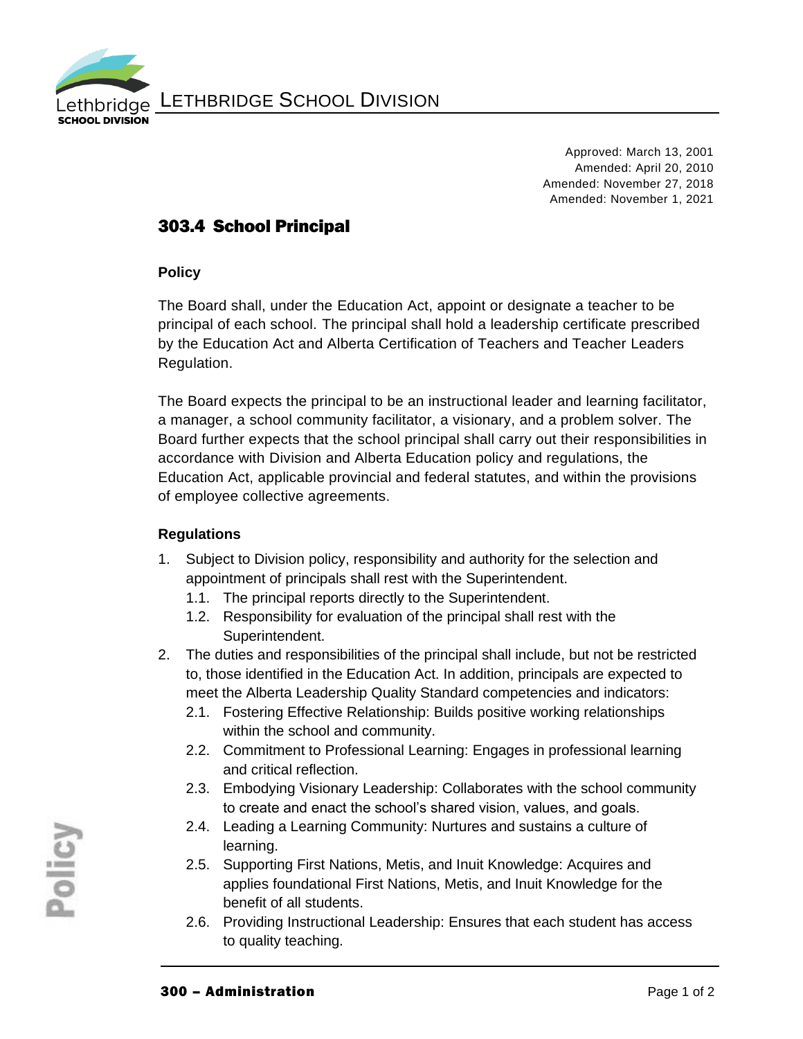Approved: March 13, 2001
Amended: April 20, 2010
Amended: November 27, 2018
Amended: November 1, 2021

# 303.4 School Principal

### Policy

The Board shall, under the Education Act, appoint or designate a teacher to be principal of each school. The principal shall hold a leadership certificate prescribed by the Education Act and Alberta Certification of Teachers and Teacher Leaders Regulation.

The Board expects the principal to be an instructional leader and learning facilitator, a manager, a school community facilitator, a visionary, and a problem solver. The Board further expects that the school principal shall carry out their responsibilities in accordance with Division and Alberta Education policy and regulations, the Education Act, applicable provincial and federal statutes, and within the provisions of employee collective agreements.

### Regulations

1. Subject to Division policy, responsibility and authority for the selection and appointment of principals shall rest with the Superintendent.
   1.1. The principal reports directly to the Superintendent.
   1.2. Responsibility for evaluation of the principal shall rest with the Superintendent.
2. The duties and responsibilities of the principal shall include, but not be restricted to, those identified in the Education Act. In addition, principals are expected to meet the Alberta Leadership Quality Standard competencies and indicators:
   2.1. Fostering Effective Relationship: Builds positive working relationships within the school and community.
   2.2. Commitment to Professional Learning: Engages in professional learning and critical reflection.
   2.3. Embodying Visionary Leadership: Collaborates with the school community to create and enact the school's shared vision, values, and goals.
   2.4. Leading a Learning Community: Nurtures and sustains a culture of learning.
   2.5. Supporting First Nations, Metis, and Inuit Knowledge: Acquires and applies foundational First Nations, Metis, and Inuit Knowledge for the benefit of all students.
   2.6. Providing Instructional Leadership: Ensures that each student has access to quality teaching.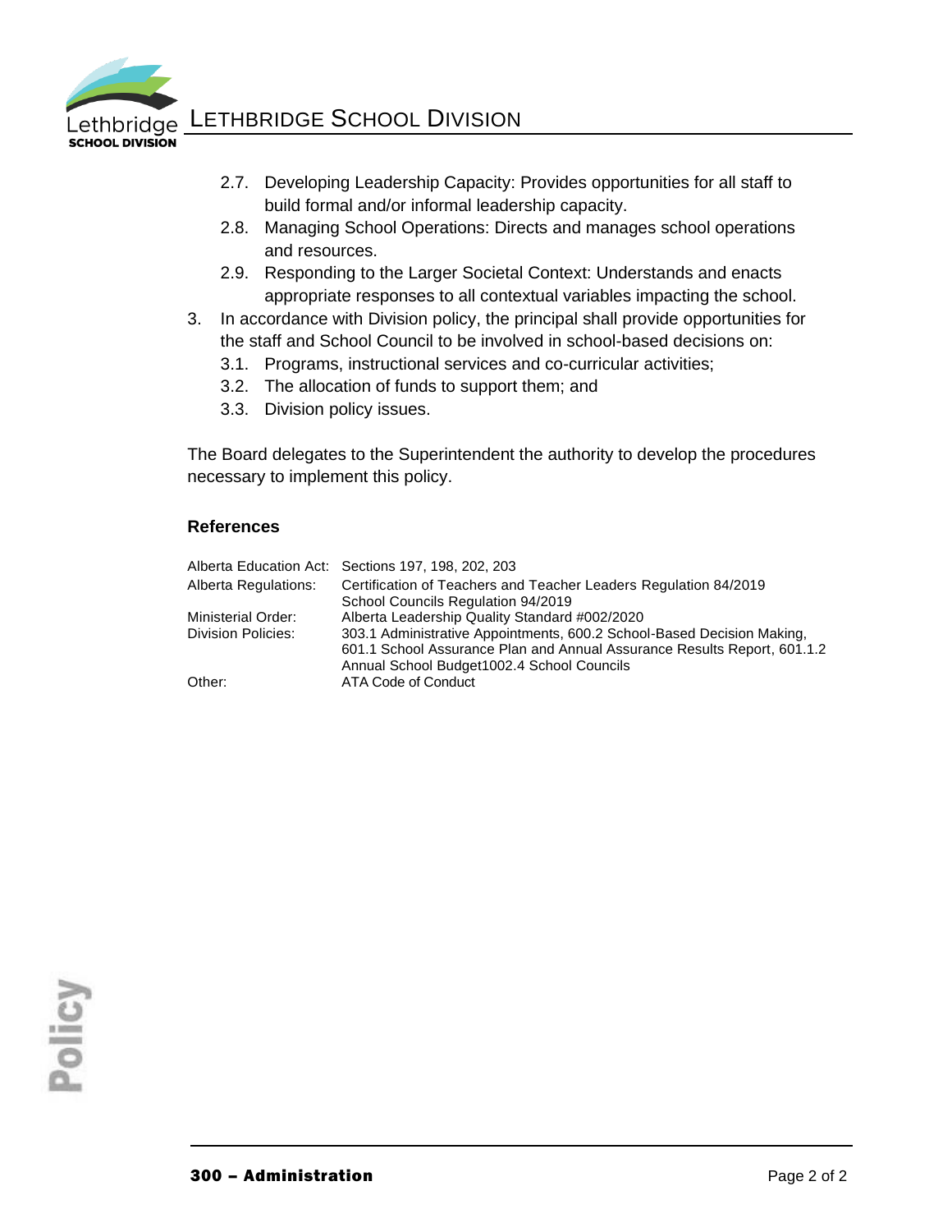- 2.7. Developing Leadership Capacity: Provides opportunities for all staff to build formal and/or informal leadership capacity.
   - 2.8. Managing School Operations: Directs and manages school operations and resources.
   - 2.9. Responding to the Larger Societal Context: Understands and enacts appropriate responses to all contextual variables impacting the school.
3. In accordance with Division policy, the principal shall provide opportunities for the staff and School Council to be involved in school-based decisions on:
   - 3.1. Programs, instructional services and co-curricular activities;
   - 3.2. The allocation of funds to support them; and
   - 3.3. Division policy issues.

The Board delegates to the Superintendent the authority to develop the procedures necessary to implement this policy.

**References**

| | |
|---|---|
| Alberta Education Act: | Sections 197, 198, 202, 203 |
| Alberta Regulations: | Certification of Teachers and Teacher Leaders Regulation 84/2019<br>School Councils Regulation 94/2019 |
| Ministerial Order: | Alberta Leadership Quality Standard #002/2020 |
| Division Policies: | 303.1 Administrative Appointments, 600.2 School-Based Decision Making, 601.1 School Assurance Plan and Annual Assurance Results Report, 601.1.2 Annual School Budget1002.4 School Councils |
| Other: | ATA Code of Conduct |